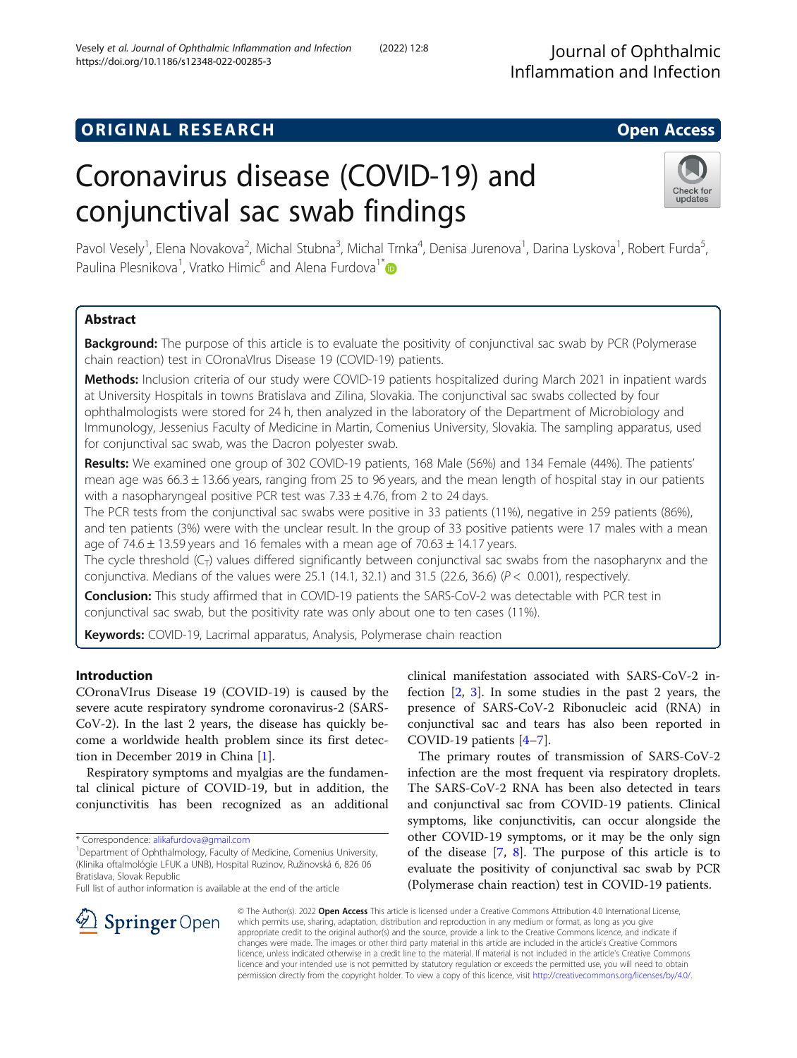ORIGINAL RESEARCH

Open Access

# Coronavirus disease (COVID-19) and conjunctival sac swab findings

Pavol Vesely[1], Elena Novakova[2], Michal Stubna[3], Michal Trnka[4], Denisa Jurenova[1], Darina Lyskova[1], Robert Furda[5], Paulina Plesnikova[1], Vratko Himic[6] and Alena Furdova[1*]

## Abstract

**Background:** The purpose of this article is to evaluate the positivity of conjunctival sac swab by PCR (Polymerase chain reaction) test in COronaVIrus Disease 19 (COVID-19) patients.

**Methods:** Inclusion criteria of our study were COVID-19 patients hospitalized during March 2021 in inpatient wards at University Hospitals in towns Bratislava and Zilina, Slovakia. The conjunctival sac swabs collected by four ophthalmologists were stored for 24 h, then analyzed in the laboratory of the Department of Microbiology and Immunology, Jessenius Faculty of Medicine in Martin, Comenius University, Slovakia. The sampling apparatus, used for conjunctival sac swab, was the Dacron polyester swab.

**Results:** We examined one group of 302 COVID-19 patients, 168 Male (56%) and 134 Female (44%). The patients' mean age was 66.3 ± 13.66 years, ranging from 25 to 96 years, and the mean length of hospital stay in our patients with a nasopharyngeal positive PCR test was 7.33 ± 4.76, from 2 to 24 days.

The PCR tests from the conjunctival sac swabs were positive in 33 patients (11%), negative in 259 patients (86%), and ten patients (3%) were with the unclear result. In the group of 33 positive patients were 17 males with a mean age of 74.6 ± 13.59 years and 16 females with a mean age of 70.63 ± 14.17 years.

The cycle threshold ($C_T$) values differed significantly between conjunctival sac swabs from the nasopharynx and the conjunctiva. Medians of the values were 25.1 (14.1, 32.1) and 31.5 (22.6, 36.6) ($P < 0.001$), respectively.

**Conclusion:** This study affirmed that in COVID-19 patients the SARS-CoV-2 was detectable with PCR test in conjunctival sac swab, but the positivity rate was only about one to ten cases (11%).

**Keywords:** COVID-19, Lacrimal apparatus, Analysis, Polymerase chain reaction

## Introduction

COronaVIrus Disease 19 (COVID-19) is caused by the severe acute respiratory syndrome coronavirus-2 (SARS-CoV-2). In the last 2 years, the disease has quickly become a worldwide health problem since its first detection in December 2019 in China [1].

Respiratory symptoms and myalgias are the fundamental clinical picture of COVID-19, but in addition, the conjunctivitis has been recognized as an additional clinical manifestation associated with SARS-CoV-2 infection [2, 3]. In some studies in the past 2 years, the presence of SARS-CoV-2 Ribonucleic acid (RNA) in conjunctival sac and tears has also been reported in COVID-19 patients [4–7].

The primary routes of transmission of SARS-CoV-2 infection are the most frequent via respiratory droplets. The SARS-CoV-2 RNA has been also detected in tears and conjunctival sac from COVID-19 patients. Clinical symptoms, like conjunctivitis, can occur alongside the other COVID-19 symptoms, or it may be the only sign of the disease [7, 8]. The purpose of this article is to evaluate the positivity of conjunctival sac swab by PCR (Polymerase chain reaction) test in COVID-19 patients.

* Correspondence: alikafurdova@gmail.com
[1]Department of Ophthalmology, Faculty of Medicine, Comenius University, (Klinika oftalmológie LFUK a UNB), Hospital Ruzinov, Ružinovská 6, 826 06 Bratislava, Slovak Republic
Full list of author information is available at the end of the article

© The Author(s). 2022 **Open Access** This article is licensed under a Creative Commons Attribution 4.0 International License, which permits use, sharing, adaptation, distribution and reproduction in any medium or format, as long as you give appropriate credit to the original author(s) and the source, provide a link to the Creative Commons licence, and indicate if changes were made. The images or other third party material in this article are included in the article's Creative Commons licence, unless indicated otherwise in a credit line to the material. If material is not included in the article's Creative Commons licence and your intended use is not permitted by statutory regulation or exceeds the permitted use, you will need to obtain permission directly from the copyright holder. To view a copy of this licence, visit http://creativecommons.org/licenses/by/4.0/.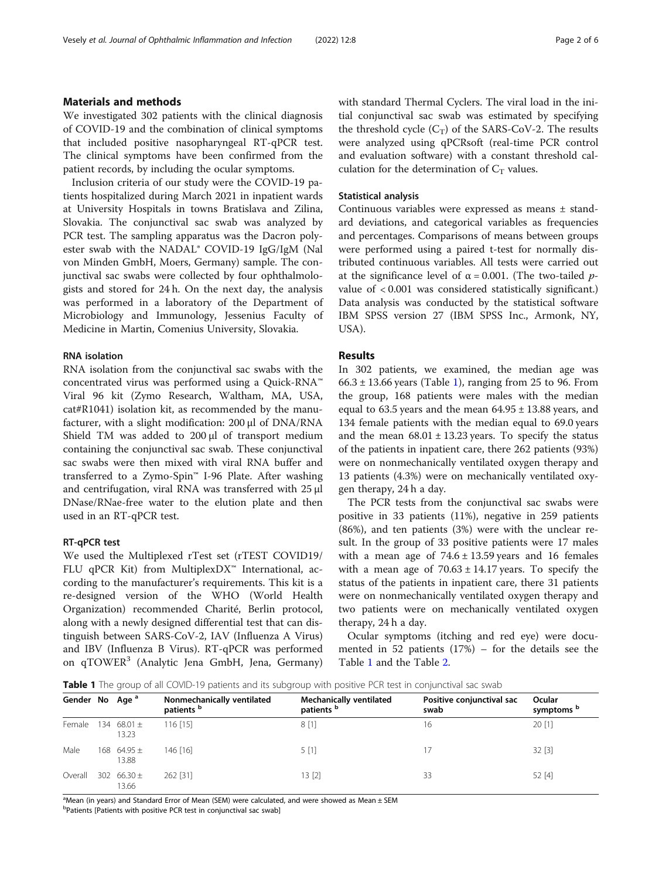## Materials and methods

We investigated 302 patients with the clinical diagnosis of COVID-19 and the combination of clinical symptoms that included positive nasopharyngeal RT-qPCR test. The clinical symptoms have been confirmed from the patient records, by including the ocular symptoms.

Inclusion criteria of our study were the COVID-19 patients hospitalized during March 2021 in inpatient wards at University Hospitals in towns Bratislava and Zilina, Slovakia. The conjunctival sac swab was analyzed by PCR test. The sampling apparatus was the Dacron polyester swab with the NADAL® COVID-19 IgG/IgM (Nal von Minden GmbH, Moers, Germany) sample. The conjunctival sac swabs were collected by four ophthalmologists and stored for 24 h. On the next day, the analysis was performed in a laboratory of the Department of Microbiology and Immunology, Jessenius Faculty of Medicine in Martin, Comenius University, Slovakia.

### RNA isolation

RNA isolation from the conjunctival sac swabs with the concentrated virus was performed using a Quick-RNA™ Viral 96 kit (Zymo Research, Waltham, MA, USA, cat#R1041) isolation kit, as recommended by the manufacturer, with a slight modification: 200 μl of DNA/RNA Shield TM was added to 200 μl of transport medium containing the conjunctival sac swab. These conjunctival sac swabs were then mixed with viral RNA buffer and transferred to a Zymo-Spin™ I-96 Plate. After washing and centrifugation, viral RNA was transferred with 25 μl DNase/RNae-free water to the elution plate and then used in an RT-qPCR test.

### RT-qPCR test

We used the Multiplexed rTest set (rTEST COVID19/FLU qPCR Kit) from MultiplexDX™ International, according to the manufacturer's requirements. This kit is a re-designed version of the WHO (World Health Organization) recommended Charité, Berlin protocol, along with a newly designed differential test that can distinguish between SARS-CoV-2, IAV (Influenza A Virus) and IBV (Influenza B Virus). RT-qPCR was performed on qTOWER[3] (Analytic Jena GmbH, Jena, Germany) with standard Thermal Cyclers. The viral load in the initial conjunctival sac swab was estimated by specifying the threshold cycle ($C_T$) of the SARS-CoV-2. The results were analyzed using qPCRsoft (real-time PCR control and evaluation software) with a constant threshold calculation for the determination of $C_T$ values.

### Statistical analysis

Continuous variables were expressed as means ± standard deviations, and categorical variables as frequencies and percentages. Comparisons of means between groups were performed using a paired t-test for normally distributed continuous variables. All tests were carried out at the significance level of $\alpha = 0.001$. (The two-tailed $p$-value of $< 0.001$ was considered statistically significant.) Data analysis was conducted by the statistical software IBM SPSS version 27 (IBM SPSS Inc., Armonk, NY, USA).

## Results

In 302 patients, we examined, the median age was 66.3 ± 13.66 years (Table 1), ranging from 25 to 96. From the group, 168 patients were males with the median equal to 63.5 years and the mean 64.95 ± 13.88 years, and 134 female patients with the median equal to 69.0 years and the mean 68.01 ± 13.23 years. To specify the status of the patients in inpatient care, there 262 patients (93%) were on nonmechanically ventilated oxygen therapy and 13 patients (4.3%) were on mechanically ventilated oxygen therapy, 24 h a day.

The PCR tests from the conjunctival sac swabs were positive in 33 patients (11%), negative in 259 patients (86%), and ten patients (3%) were with the unclear result. In the group of 33 positive patients were 17 males with a mean age of 74.6 ± 13.59 years and 16 females with a mean age of 70.63 ± 14.17 years. To specify the status of the patients in inpatient care, there 31 patients were on nonmechanically ventilated oxygen therapy and two patients were on mechanically ventilated oxygen therapy, 24 h a day.

Ocular symptoms (itching and red eye) were documented in 52 patients (17%) – for the details see the Table 1 and the Table 2.

**Table 1** The group of all COVID-19 patients and its subgroup with positive PCR test in conjunctival sac swab

| Gender | No | Age [a] | Nonmechanically ventilated patients [b] | Mechanically ventilated patients [b] | Positive conjunctival sac swab | Ocular symptoms [b] |
|---|---|---|---|---|---|---|
| Female | 134 | 68.01 ± 13.23 | 116 [15] | 8 [1] | 16 | 20 [1] |
| Male | 168 | 64.95 ± 13.88 | 146 [16] | 5 [1] | 17 | 32 [3] |
| Overall | 302 | 66.30 ± 13.66 | 262 [31] | 13 [2] | 33 | 52 [4] |

[a]Mean (in years) and Standard Error of Mean (SEM) were calculated, and were showed as Mean ± SEM

[b]Patients [Patients with positive PCR test in conjunctival sac swab]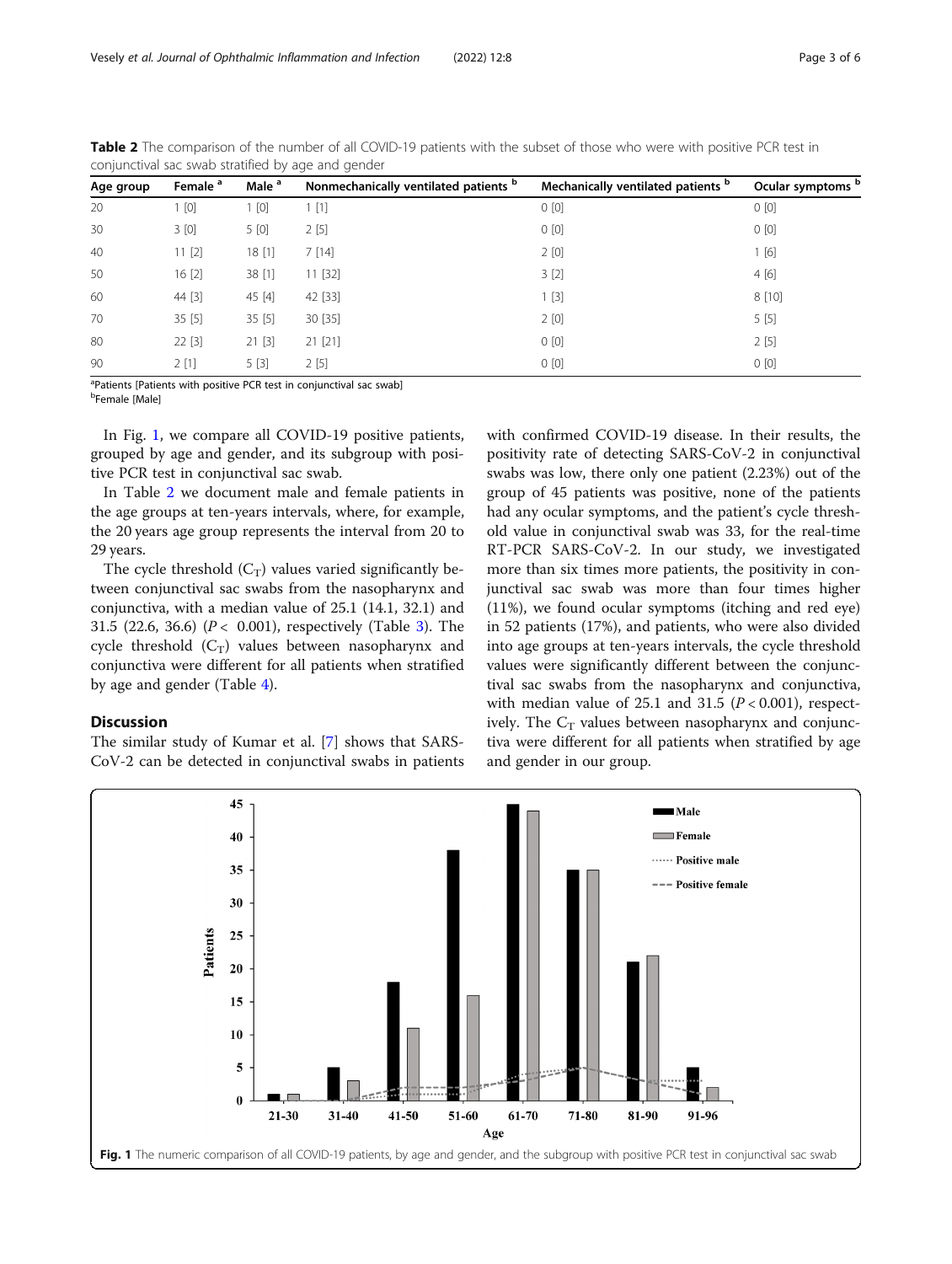**Table 2** The comparison of the number of all COVID-19 patients with the subset of those who were with positive PCR test in conjunctival sac swab stratified by age and gender

| Age group | Female [a] | Male [a] | Nonmechanically ventilated patients [b] | Mechanically ventilated patients [b] | Ocular symptoms [b] |
|---|---|---|---|---|---|
| 20 | 1 [0] | 1 [0] | 1 [1] | 0 [0] | 0 [0] |
| 30 | 3 [0] | 5 [0] | 2 [5] | 0 [0] | 0 [0] |
| 40 | 11 [2] | 18 [1] | 7 [14] | 2 [0] | 1 [6] |
| 50 | 16 [2] | 38 [1] | 11 [32] | 3 [2] | 4 [6] |
| 60 | 44 [3] | 45 [4] | 42 [33] | 1 [3] | 8 [10] |
| 70 | 35 [5] | 35 [5] | 30 [35] | 2 [0] | 5 [5] |
| 80 | 22 [3] | 21 [3] | 21 [21] | 0 [0] | 2 [5] |
| 90 | 2 [1] | 5 [3] | 2 [5] | 0 [0] | 0 [0] |

[a]Patients [Patients with positive PCR test in conjunctival sac swab]
[b]Female [Male]

In Fig. 1, we compare all COVID-19 positive patients, grouped by age and gender, and its subgroup with positive PCR test in conjunctival sac swab.

In Table 2 we document male and female patients in the age groups at ten-years intervals, where, for example, the 20 years age group represents the interval from 20 to 29 years.

The cycle threshold ($C_T$) values varied significantly between conjunctival sac swabs from the nasopharynx and conjunctiva, with a median value of 25.1 (14.1, 32.1) and 31.5 (22.6, 36.6) ($P < 0.001$), respectively (Table 3). The cycle threshold ($C_T$) values between nasopharynx and conjunctiva were different for all patients when stratified by age and gender (Table 4).

## Discussion

The similar study of Kumar et al. [7] shows that SARS-CoV-2 can be detected in conjunctival swabs in patients with confirmed COVID-19 disease. In their results, the positivity rate of detecting SARS-CoV-2 in conjunctival swabs was low, there only one patient (2.23%) out of the group of 45 patients was positive, none of the patients had any ocular symptoms, and the patient's cycle threshold value in conjunctival swab was 33, for the real-time RT-PCR SARS-CoV-2. In our study, we investigated more than six times more patients, the positivity in conjunctival sac swab was more than four times higher (11%), we found ocular symptoms (itching and red eye) in 52 patients (17%), and patients, who were also divided into age groups at ten-years intervals, the cycle threshold values were significantly different between the conjunctival sac swabs from the nasopharynx and conjunctiva, with median value of 25.1 and 31.5 ($P < 0.001$), respectively. The $C_T$ values between nasopharynx and conjunctiva were different for all patients when stratified by age and gender in our group.

**Fig. 1** The numeric comparison of all COVID-19 patients, by age and gender, and the subgroup with positive PCR test in conjunctival sac swab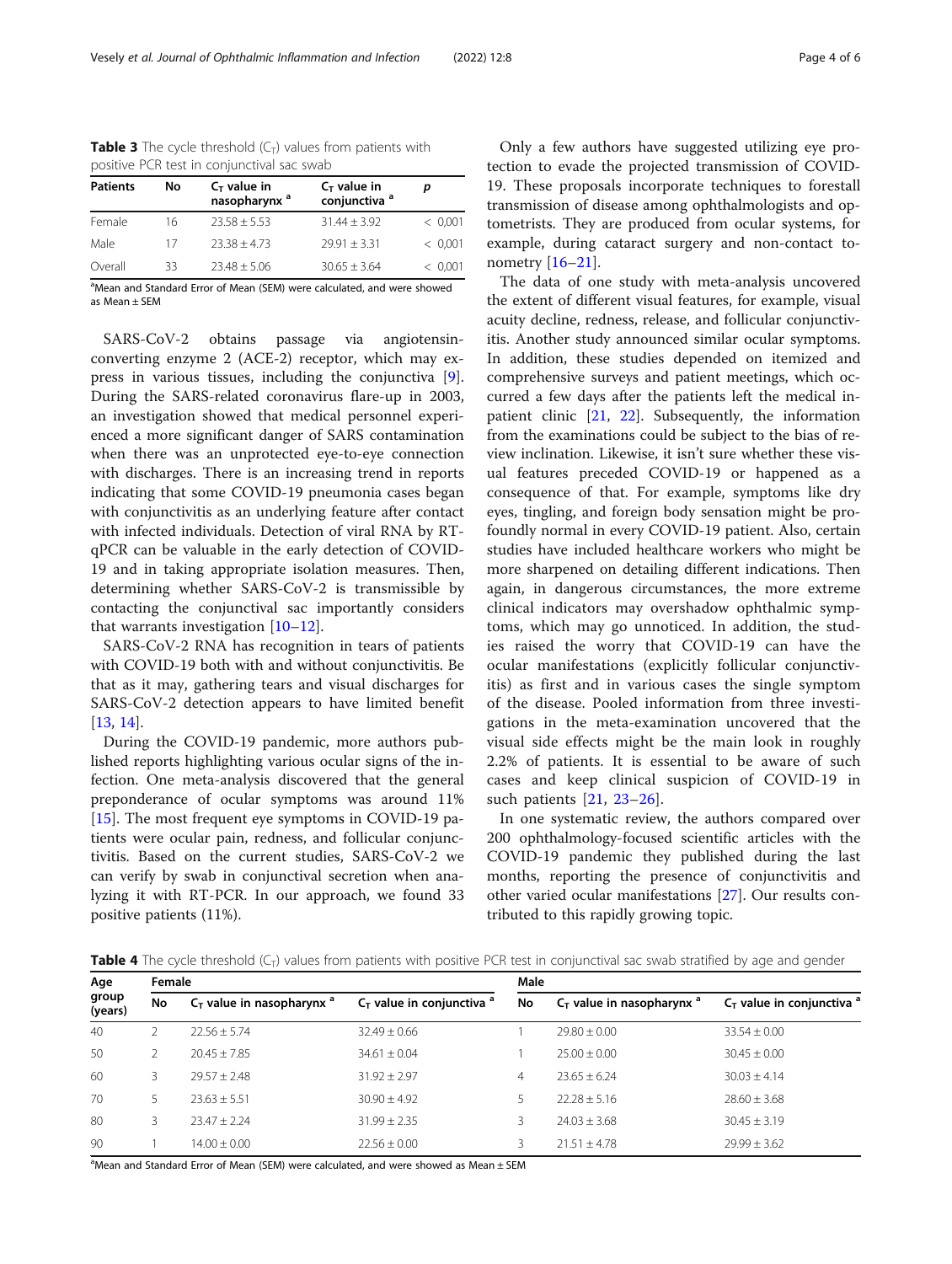**Table 3** The cycle threshold ($C_T$) values from patients with positive PCR test in conjunctival sac swab

| Patients | No | $C_T$ value in nasopharynx [a] | $C_T$ value in conjunctiva [a] | p |
|---|---|---|---|---|
| Female | 16 | 23.58 ± 5.53 | 31.44 ± 3.92 | < 0,001 |
| Male | 17 | 23.38 ± 4.73 | 29.91 ± 3.31 | < 0,001 |
| Overall | 33 | 23.48 ± 5.06 | 30.65 ± 3.64 | < 0,001 |

[a]Mean and Standard Error of Mean (SEM) were calculated, and were showed as Mean ± SEM

SARS-CoV-2 obtains passage via angiotensin-converting enzyme 2 (ACE-2) receptor, which may express in various tissues, including the conjunctiva [9]. During the SARS-related coronavirus flare-up in 2003, an investigation showed that medical personnel experienced a more significant danger of SARS contamination when there was an unprotected eye-to-eye connection with discharges. There is an increasing trend in reports indicating that some COVID-19 pneumonia cases began with conjunctivitis as an underlying feature after contact with infected individuals. Detection of viral RNA by RT-qPCR can be valuable in the early detection of COVID-19 and in taking appropriate isolation measures. Then, determining whether SARS-CoV-2 is transmissible by contacting the conjunctival sac importantly considers that warrants investigation [10–12].

SARS-CoV-2 RNA has recognition in tears of patients with COVID-19 both with and without conjunctivitis. Be that as it may, gathering tears and visual discharges for SARS-CoV-2 detection appears to have limited benefit [13, 14].

During the COVID-19 pandemic, more authors published reports highlighting various ocular signs of the infection. One meta-analysis discovered that the general preponderance of ocular symptoms was around 11% [15]. The most frequent eye symptoms in COVID-19 patients were ocular pain, redness, and follicular conjunctivitis. Based on the current studies, SARS-CoV-2 we can verify by swab in conjunctival secretion when analyzing it with RT-PCR. In our approach, we found 33 positive patients (11%).

Only a few authors have suggested utilizing eye protection to evade the projected transmission of COVID-19. These proposals incorporate techniques to forestall transmission of disease among ophthalmologists and optometrists. They are produced from ocular systems, for example, during cataract surgery and non-contact tonometry [16–21].

The data of one study with meta-analysis uncovered the extent of different visual features, for example, visual acuity decline, redness, release, and follicular conjunctivitis. Another study announced similar ocular symptoms. In addition, these studies depended on itemized and comprehensive surveys and patient meetings, which occurred a few days after the patients left the medical inpatient clinic [21, 22]. Subsequently, the information from the examinations could be subject to the bias of review inclination. Likewise, it isn't sure whether these visual features preceded COVID-19 or happened as a consequence of that. For example, symptoms like dry eyes, tingling, and foreign body sensation might be profoundly normal in every COVID-19 patient. Also, certain studies have included healthcare workers who might be more sharpened on detailing different indications. Then again, in dangerous circumstances, the more extreme clinical indicators may overshadow ophthalmic symptoms, which may go unnoticed. In addition, the studies raised the worry that COVID-19 can have the ocular manifestations (explicitly follicular conjunctivitis) as first and in various cases the single symptom of the disease. Pooled information from three investigations in the meta-examination uncovered that the visual side effects might be the main look in roughly 2.2% of patients. It is essential to be aware of such cases and keep clinical suspicion of COVID-19 in such patients [21, 23–26].

In one systematic review, the authors compared over 200 ophthalmology-focused scientific articles with the COVID-19 pandemic they published during the last months, reporting the presence of conjunctivitis and other varied ocular manifestations [27]. Our results contributed to this rapidly growing topic.

**Table 4** The cycle threshold ($C_T$) values from patients with positive PCR test in conjunctival sac swab stratified by age and gender

| Age group (years) | Female | | | Male | | |
|---|---|---|---|---|---|---|
| | No | $C_T$ value in nasopharynx [a] | $C_T$ value in conjunctiva [a] | No | $C_T$ value in nasopharynx [a] | $C_T$ value in conjunctiva [a] |
| 40 | 2 | 22.56 ± 5.74 | 32.49 ± 0.66 | 1 | 29.80 ± 0.00 | 33.54 ± 0.00 |
| 50 | 2 | 20.45 ± 7.85 | 34.61 ± 0.04 | 1 | 25.00 ± 0.00 | 30.45 ± 0.00 |
| 60 | 3 | 29.57 ± 2.48 | 31.92 ± 2.97 | 4 | 23.65 ± 6.24 | 30.03 ± 4.14 |
| 70 | 5 | 23.63 ± 5.51 | 30.90 ± 4.92 | 5 | 22.28 ± 5.16 | 28.60 ± 3.68 |
| 80 | 3 | 23.47 ± 2.24 | 31.99 ± 2.35 | 3 | 24.03 ± 3.68 | 30.45 ± 3.19 |
| 90 | 1 | 14.00 ± 0.00 | 22.56 ± 0.00 | 3 | 21.51 ± 4.78 | 29.99 ± 3.62 |

[a]Mean and Standard Error of Mean (SEM) were calculated, and were showed as Mean ± SEM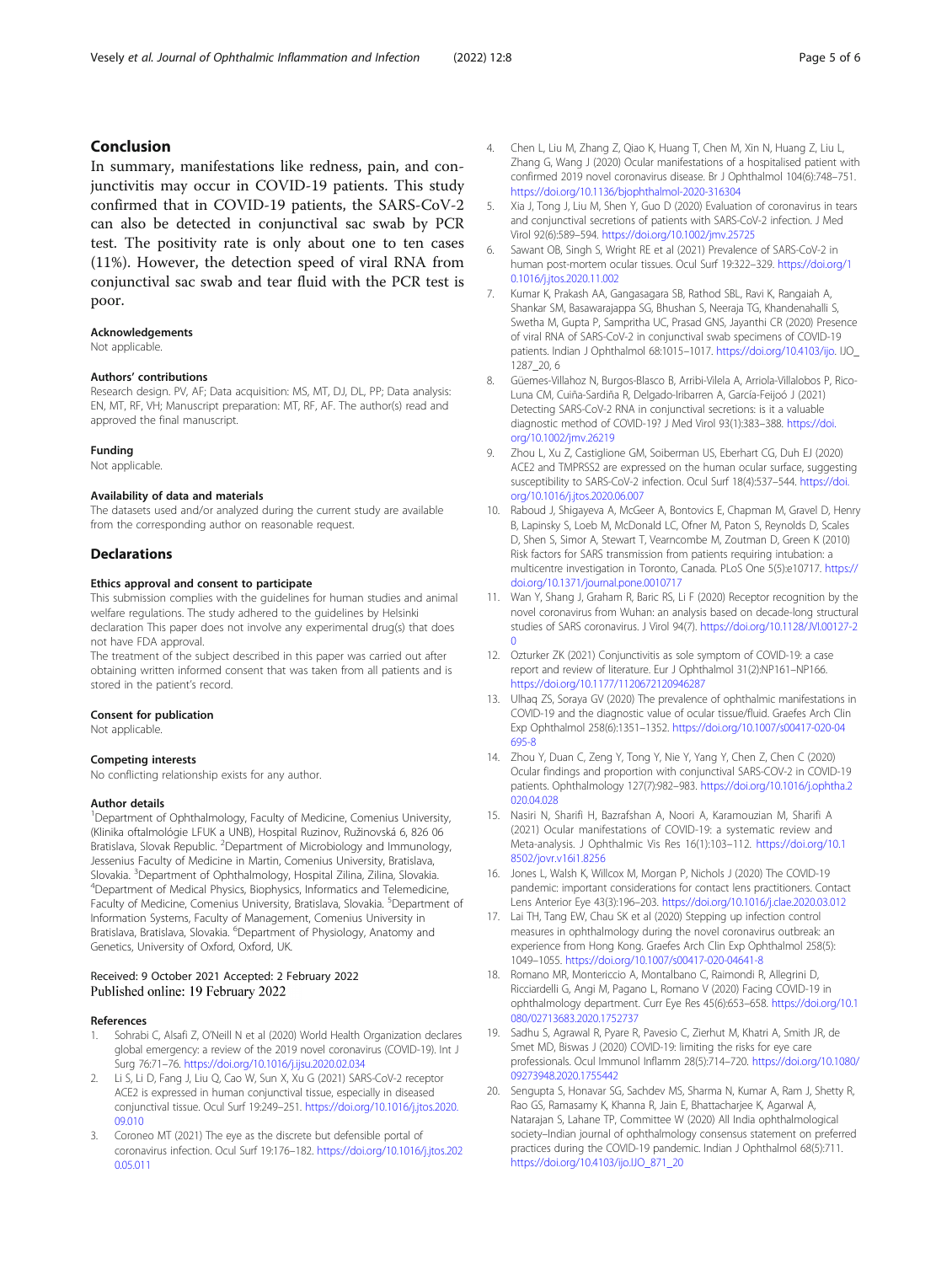## Conclusion

In summary, manifestations like redness, pain, and conjunctivitis may occur in COVID-19 patients. This study confirmed that in COVID-19 patients, the SARS-CoV-2 can also be detected in conjunctival sac swab by PCR test. The positivity rate is only about one to ten cases (11%). However, the detection speed of viral RNA from conjunctival sac swab and tear fluid with the PCR test is poor.

### Acknowledgements

Not applicable.

### Authors' contributions

Research design. PV, AF; Data acquisition: MS, MT, DJ, DL, PP; Data analysis: EN, MT, RF, VH; Manuscript preparation: MT, RF, AF. The author(s) read and approved the final manuscript.

### Funding

Not applicable.

### Availability of data and materials

The datasets used and/or analyzed during the current study are available from the corresponding author on reasonable request.

## Declarations

### Ethics approval and consent to participate

This submission complies with the guidelines for human studies and animal welfare regulations. The study adhered to the guidelines by Helsinki declaration This paper does not involve any experimental drug(s) that does not have FDA approval.

The treatment of the subject described in this paper was carried out after obtaining written informed consent that was taken from all patients and is stored in the patient's record.

### Consent for publication

Not applicable.

### Competing interests

No conflicting relationship exists for any author.

### Author details

[1]Department of Ophthalmology, Faculty of Medicine, Comenius University, (Klinika oftalmológie LFUK a UNB), Hospital Ruzinov, Ružinovská 6, 826 06 Bratislava, Slovak Republic. [2]Department of Microbiology and Immunology, Jessenius Faculty of Medicine in Martin, Comenius University, Bratislava, Slovakia. [3]Department of Ophthalmology, Hospital Zilina, Zilina, Slovakia. [4]Department of Medical Physics, Biophysics, Informatics and Telemedicine, Faculty of Medicine, Comenius University, Bratislava, Slovakia. [5]Department of Information Systems, Faculty of Management, Comenius University in Bratislava, Bratislava, Slovakia. [6]Department of Physiology, Anatomy and Genetics, University of Oxford, Oxford, UK.

Received: 9 October 2021 Accepted: 2 February 2022
Published online: 19 February 2022

### References

1. Sohrabi C, Alsafi Z, O'Neill N et al (2020) World Health Organization declares global emergency: a review of the 2019 novel coronavirus (COVID-19). Int J Surg 76:71–76. https://doi.org/10.1016/j.ijsu.2020.02.034
2. Li S, Li D, Fang J, Liu Q, Cao W, Sun X, Xu G (2021) SARS-CoV-2 receptor ACE2 is expressed in human conjunctival tissue, especially in diseased conjunctival tissue. Ocul Surf 19:249–251. https://doi.org/10.1016/j.jtos.2020.09.010
3. Coroneo MT (2021) The eye as the discrete but defensible portal of coronavirus infection. Ocul Surf 19:176–182. https://doi.org/10.1016/j.jtos.2020.05.011
4. Chen L, Liu M, Zhang Z, Qiao K, Huang T, Chen M, Xin N, Huang Z, Liu L, Zhang G, Wang J (2020) Ocular manifestations of a hospitalised patient with confirmed 2019 novel coronavirus disease. Br J Ophthalmol 104(6):748–751. https://doi.org/10.1136/bjophthalmol-2020-316304
5. Xia J, Tong J, Liu M, Shen Y, Guo D (2020) Evaluation of coronavirus in tears and conjunctival secretions of patients with SARS-CoV-2 infection. J Med Virol 92(6):589–594. https://doi.org/10.1002/jmv.25725
6. Sawant OB, Singh S, Wright RE et al (2021) Prevalence of SARS-CoV-2 in human post-mortem ocular tissues. Ocul Surf 19:322–329. https://doi.org/10.1016/j.jtos.2020.11.002
7. Kumar K, Prakash AA, Gangasagara SB, Rathod SBL, Ravi K, Rangaiah A, Shankar SM, Basawarajappa SG, Bhushan S, Neeraja TG, Khandenahalli S, Swetha M, Gupta P, Sampritha UC, Prasad GNS, Jayanthi CR (2020) Presence of viral RNA of SARS-CoV-2 in conjunctival swab specimens of COVID-19 patients. Indian J Ophthalmol 68:1015–1017. https://doi.org/10.4103/ijo. IJO_1287_20, 6
8. Güemes-Villahoz N, Burgos-Blasco B, Arribi-Vilela A, Arriola-Villalobos P, Rico-Luna CM, Cuiña-Sardiña R, Delgado-Iribarren A, García-Feijoó J (2021) Detecting SARS-CoV-2 RNA in conjunctival secretions: is it a valuable diagnostic method of COVID-19? J Med Virol 93(1):383–388. https://doi.org/10.1002/jmv.26219
9. Zhou L, Xu Z, Castiglione GM, Soiberman US, Eberhart CG, Duh EJ (2020) ACE2 and TMPRSS2 are expressed on the human ocular surface, suggesting susceptibility to SARS-CoV-2 infection. Ocul Surf 18(4):537–544. https://doi.org/10.1016/j.jtos.2020.06.007
10. Raboud J, Shigayeva A, McGeer A, Bontovics E, Chapman M, Gravel D, Henry B, Lapinsky S, Loeb M, McDonald LC, Ofner M, Paton S, Reynolds D, Scales D, Shen S, Simor A, Stewart T, Vearncombe M, Zoutman D, Green K (2010) Risk factors for SARS transmission from patients requiring intubation: a multicentre investigation in Toronto, Canada. PLoS One 5(5):e10717. https://doi.org/10.1371/journal.pone.0010717
11. Wan Y, Shang J, Graham R, Baric RS, Li F (2020) Receptor recognition by the novel coronavirus from Wuhan: an analysis based on decade-long structural studies of SARS coronavirus. J Virol 94(7). https://doi.org/10.1128/JVI.00127-20
12. Ozturker ZK (2021) Conjunctivitis as sole symptom of COVID-19: a case report and review of literature. Eur J Ophthalmol 31(2):NP161–NP166. https://doi.org/10.1177/1120672120946287
13. Ulhaq ZS, Soraya GV (2020) The prevalence of ophthalmic manifestations in COVID-19 and the diagnostic value of ocular tissue/fluid. Graefes Arch Clin Exp Ophthalmol 258(6):1351–1352. https://doi.org/10.1007/s00417-020-04695-8
14. Zhou Y, Duan C, Zeng Y, Tong Y, Nie Y, Yang Y, Chen Z, Chen C (2020) Ocular findings and proportion with conjunctival SARS-COV-2 in COVID-19 patients. Ophthalmology 127(7):982–983. https://doi.org/10.1016/j.ophtha.2020.04.028
15. Nasiri N, Sharifi H, Bazrafshan A, Noori A, Karamouzian M, Sharifi A (2021) Ocular manifestations of COVID-19: a systematic review and Meta-analysis. J Ophthalmic Vis Res 16(1):103–112. https://doi.org/10.18502/jovr.v16i1.8256
16. Jones L, Walsh K, Willcox M, Morgan P, Nichols J (2020) The COVID-19 pandemic: important considerations for contact lens practitioners. Contact Lens Anterior Eye 43(3):196–203. https://doi.org/10.1016/j.clae.2020.03.012
17. Lai TH, Tang EW, Chau SK et al (2020) Stepping up infection control measures in ophthalmology during the novel coronavirus outbreak: an experience from Hong Kong. Graefes Arch Clin Exp Ophthalmol 258(5):1049–1055. https://doi.org/10.1007/s00417-020-04641-8
18. Romano MR, Montericcio A, Montalbano C, Raimondi R, Allegrini D, Ricciardelli G, Angi M, Pagano L, Romano V (2020) Facing COVID-19 in ophthalmology department. Curr Eye Res 45(6):653–658. https://doi.org/10.1080/02713683.2020.1752737
19. Sadhu S, Agrawal R, Pyare R, Pavesio C, Zierhut M, Khatri A, Smith JR, de Smet MD, Biswas J (2020) COVID-19: limiting the risks for eye care professionals. Ocul Immunol Inflamm 28(5):714–720. https://doi.org/10.1080/09273948.2020.1755442
20. Sengupta S, Honavar SG, Sachdev MS, Sharma N, Kumar A, Ram J, Shetty R, Rao GS, Ramasamy K, Khanna R, Jain E, Bhattacharjee K, Agarwal A, Natarajan S, Lahane TP, Committee W (2020) All India ophthalmological society–Indian journal of ophthalmology consensus statement on preferred practices during the COVID-19 pandemic. Indian J Ophthalmol 68(5):711. https://doi.org/10.4103/ijo.IJO_871_20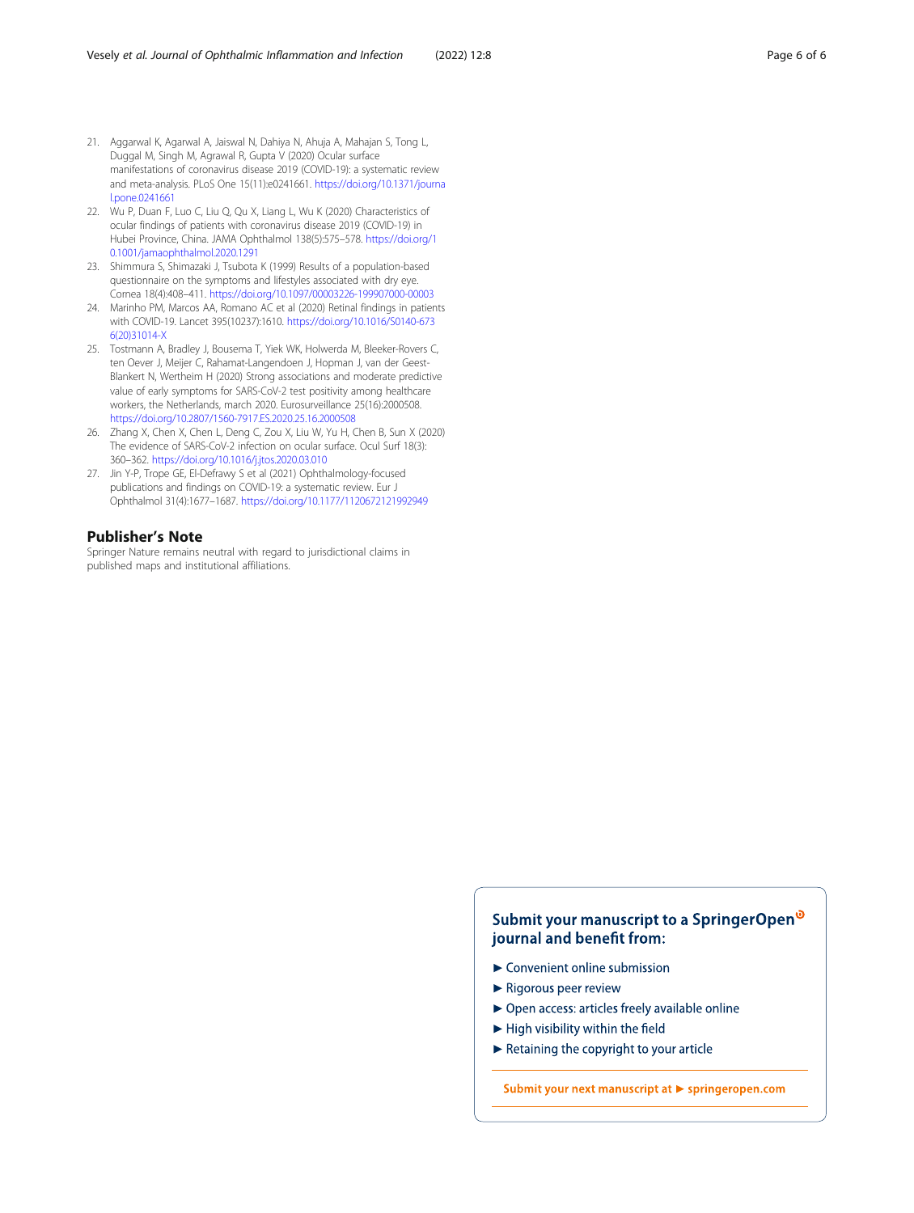21. Aggarwal K, Agarwal A, Jaiswal N, Dahiya N, Ahuja A, Mahajan S, Tong L, Duggal M, Singh M, Agrawal R, Gupta V (2020) Ocular surface manifestations of coronavirus disease 2019 (COVID-19): a systematic review and meta-analysis. PLoS One 15(11):e0241661. https://doi.org/10.1371/journal.pone.0241661
22. Wu P, Duan F, Luo C, Liu Q, Qu X, Liang L, Wu K (2020) Characteristics of ocular findings of patients with coronavirus disease 2019 (COVID-19) in Hubei Province, China. JAMA Ophthalmol 138(5):575–578. https://doi.org/10.1001/jamaophthalmol.2020.1291
23. Shimmura S, Shimazaki J, Tsubota K (1999) Results of a population-based questionnaire on the symptoms and lifestyles associated with dry eye. Cornea 18(4):408–411. https://doi.org/10.1097/00003226-199907000-00003
24. Marinho PM, Marcos AA, Romano AC et al (2020) Retinal findings in patients with COVID-19. Lancet 395(10237):1610. https://doi.org/10.1016/S0140-6736(20)31014-X
25. Tostmann A, Bradley J, Bousema T, Yiek WK, Holwerda M, Bleeker-Rovers C, ten Oever J, Meijer C, Rahamat-Langendoen J, Hopman J, van der Geest-Blankert N, Wertheim H (2020) Strong associations and moderate predictive value of early symptoms for SARS-CoV-2 test positivity among healthcare workers, the Netherlands, march 2020. Eurosurveillance 25(16):2000508. https://doi.org/10.2807/1560-7917.ES.2020.25.16.2000508
26. Zhang X, Chen X, Chen L, Deng C, Zou X, Liu W, Yu H, Chen B, Sun X (2020) The evidence of SARS-CoV-2 infection on ocular surface. Ocul Surf 18(3): 360–362. https://doi.org/10.1016/j.jtos.2020.03.010
27. Jin Y-P, Trope GE, El-Defrawy S et al (2021) Ophthalmology-focused publications and findings on COVID-19: a systematic review. Eur J Ophthalmol 31(4):1677–1687. https://doi.org/10.1177/1120672121992949

## Publisher's Note

Springer Nature remains neutral with regard to jurisdictional claims in published maps and institutional affiliations.

**Submit your manuscript to a SpringerOpen journal and benefit from:**

- ► Convenient online submission
- ► Rigorous peer review
- ► Open access: articles freely available online
- ► High visibility within the field
- ► Retaining the copyright to your article

Submit your next manuscript at ► springeropen.com